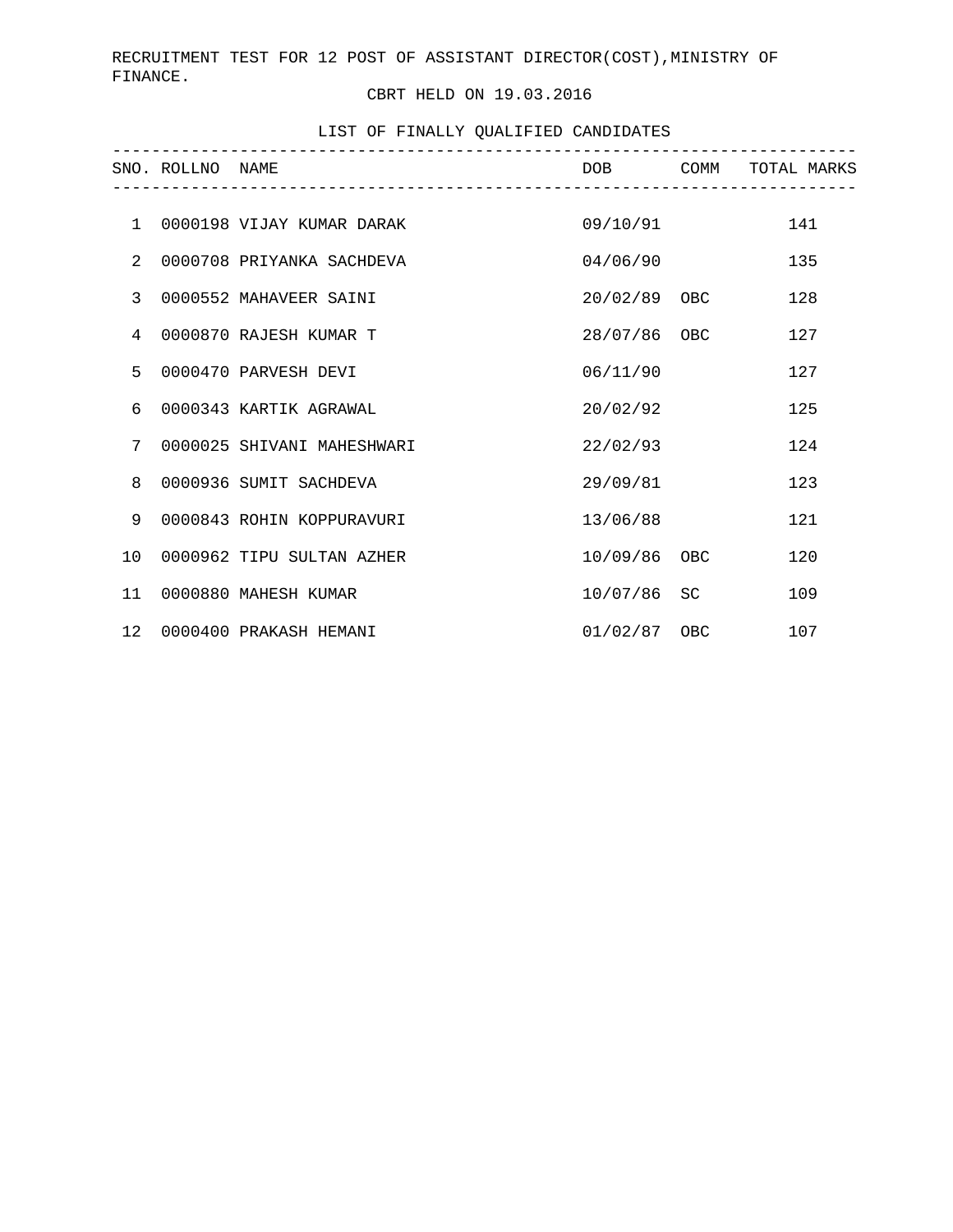RECRUITMENT TEST FOR 12 POST OF ASSISTANT DIRECTOR(COST),MINISTRY OF FINANCE.

CBRT HELD ON 19.03.2016

LIST OF FINALLY QUALIFIED CANDIDATES

| SNO. | ROLLNO | NAME | DOB | COMM | TOTAL MARKS |
|---|---|---|---|---|---|
| 1 | 0000198 | VIJAY KUMAR DARAK | 09/10/91 | | 141 |
| 2 | 0000708 | PRIYANKA SACHDEVA | 04/06/90 | | 135 |
| 3 | 0000552 | MAHAVEER SAINI | 20/02/89 | OBC | 128 |
| 4 | 0000870 | RAJESH KUMAR T | 28/07/86 | OBC | 127 |
| 5 | 0000470 | PARVESH DEVI | 06/11/90 | | 127 |
| 6 | 0000343 | KARTIK AGRAWAL | 20/02/92 | | 125 |
| 7 | 0000025 | SHIVANI MAHESHWARI | 22/02/93 | | 124 |
| 8 | 0000936 | SUMIT SACHDEVA | 29/09/81 | | 123 |
| 9 | 0000843 | ROHIN KOPPURAVURI | 13/06/88 | | 121 |
| 10 | 0000962 | TIPU SULTAN AZHER | 10/09/86 | OBC | 120 |
| 11 | 0000880 | MAHESH KUMAR | 10/07/86 | SC | 109 |
| 12 | 0000400 | PRAKASH HEMANI | 01/02/87 | OBC | 107 |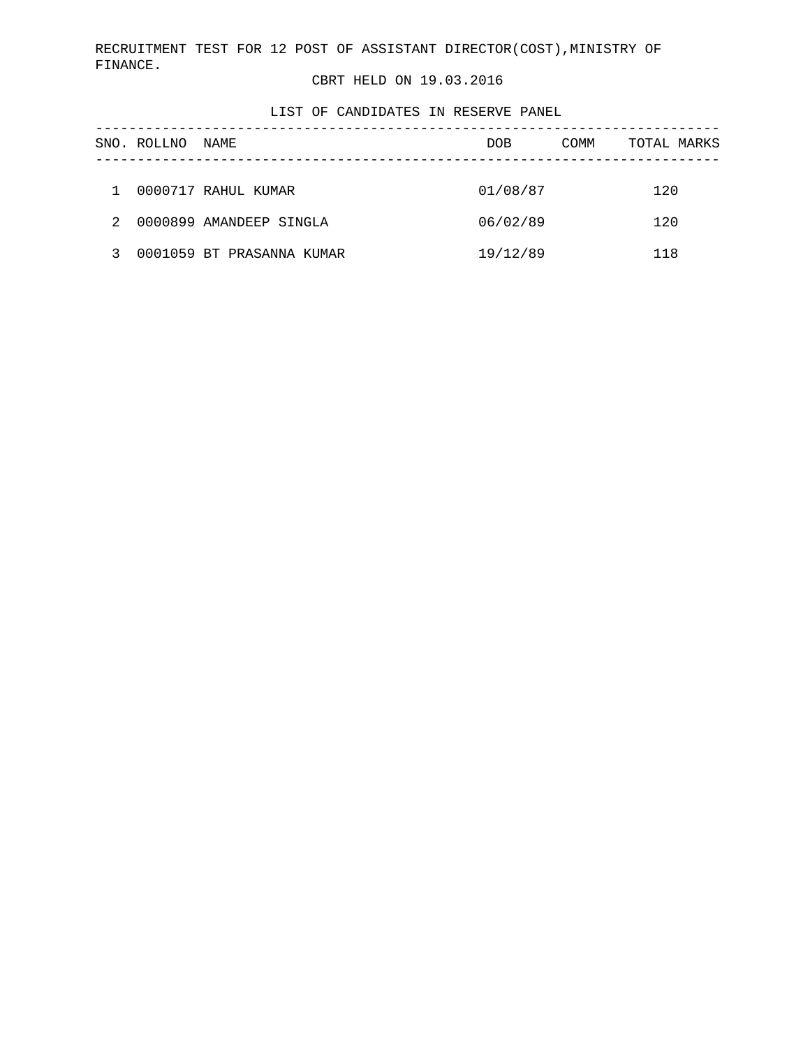RECRUITMENT TEST FOR 12 POST OF ASSISTANT DIRECTOR(COST),MINISTRY OF FINANCE.

CBRT HELD ON 19.03.2016

LIST OF CANDIDATES IN RESERVE PANEL

| SNO. | ROLLNO | NAME | DOB | COMM | TOTAL MARKS |
|---|---|---|---|---|---|
| 1 | 0000717 | RAHUL KUMAR | 01/08/87 | | 120 |
| 2 | 0000899 | AMANDEEP SINGLA | 06/02/89 | | 120 |
| 3 | 0001059 | BT PRASANNA KUMAR | 19/12/89 | | 118 |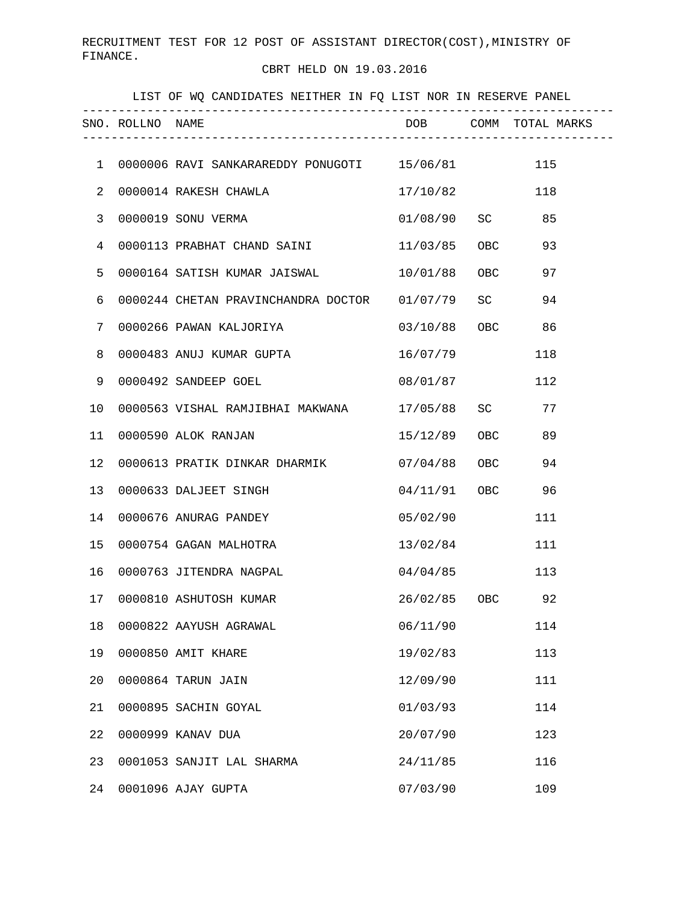RECRUITMENT TEST FOR 12 POST OF ASSISTANT DIRECTOR(COST),MINISTRY OF FINANCE.

CBRT HELD ON 19.03.2016

LIST OF WQ CANDIDATES NEITHER IN FQ LIST NOR IN RESERVE PANEL

| SNO. | ROLLNO | NAME | DOB | COMM | TOTAL MARKS |
|---|---|---|---|---|---|
| 1 | 0000006 | RAVI SANKARAREDDY PONUGOTI | 15/06/81 | | 115 |
| 2 | 0000014 | RAKESH CHAWLA | 17/10/82 | | 118 |
| 3 | 0000019 | SONU VERMA | 01/08/90 | SC | 85 |
| 4 | 0000113 | PRABHAT CHAND SAINI | 11/03/85 | OBC | 93 |
| 5 | 0000164 | SATISH KUMAR JAISWAL | 10/01/88 | OBC | 97 |
| 6 | 0000244 | CHETAN PRAVINCHANDRA DOCTOR | 01/07/79 | SC | 94 |
| 7 | 0000266 | PAWAN KALJORIYA | 03/10/88 | OBC | 86 |
| 8 | 0000483 | ANUJ KUMAR GUPTA | 16/07/79 | | 118 |
| 9 | 0000492 | SANDEEP GOEL | 08/01/87 | | 112 |
| 10 | 0000563 | VISHAL RAMJIBHAI MAKWANA | 17/05/88 | SC | 77 |
| 11 | 0000590 | ALOK RANJAN | 15/12/89 | OBC | 89 |
| 12 | 0000613 | PRATIK DINKAR DHARMIK | 07/04/88 | OBC | 94 |
| 13 | 0000633 | DALJEET SINGH | 04/11/91 | OBC | 96 |
| 14 | 0000676 | ANURAG PANDEY | 05/02/90 | | 111 |
| 15 | 0000754 | GAGAN MALHOTRA | 13/02/84 | | 111 |
| 16 | 0000763 | JITENDRA NAGPAL | 04/04/85 | | 113 |
| 17 | 0000810 | ASHUTOSH KUMAR | 26/02/85 | OBC | 92 |
| 18 | 0000822 | AAYUSH AGRAWAL | 06/11/90 | | 114 |
| 19 | 0000850 | AMIT KHARE | 19/02/83 | | 113 |
| 20 | 0000864 | TARUN JAIN | 12/09/90 | | 111 |
| 21 | 0000895 | SACHIN GOYAL | 01/03/93 | | 114 |
| 22 | 0000999 | KANAV DUA | 20/07/90 | | 123 |
| 23 | 0001053 | SANJIT LAL SHARMA | 24/11/85 | | 116 |
| 24 | 0001096 | AJAY GUPTA | 07/03/90 | | 109 |